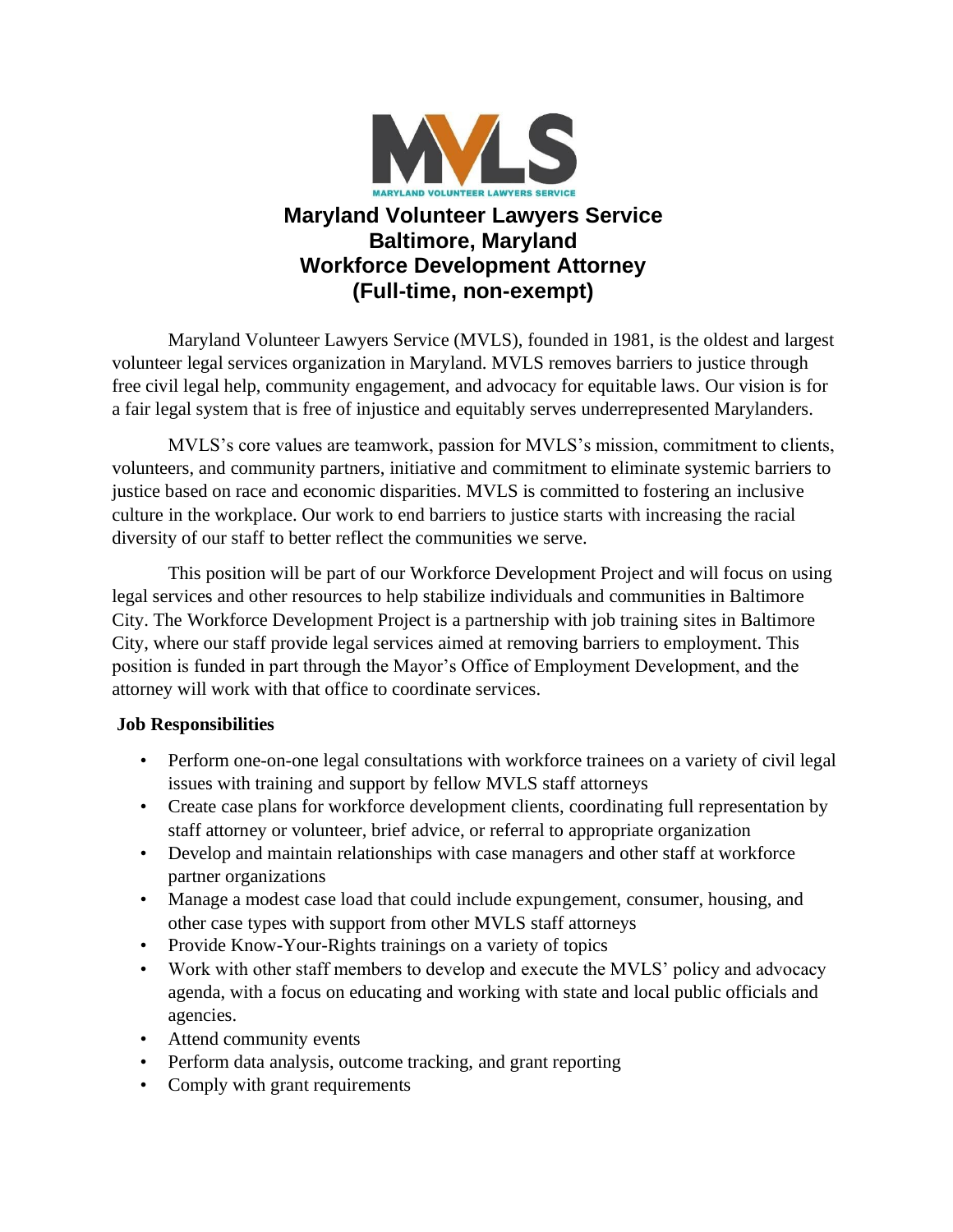# Maryland Volunteer Lawyers Service
# Baltimore, Maryland
# Workforce Development Attorney
# (Full-time, non-exempt)

Maryland Volunteer Lawyers Service (MVLS), founded in 1981, is the oldest and largest volunteer legal services organization in Maryland. MVLS removes barriers to justice through free civil legal help, community engagement, and advocacy for equitable laws. Our vision is for a fair legal system that is free of injustice and equitably serves underrepresented Marylanders.

MVLS's core values are teamwork, passion for MVLS's mission, commitment to clients, volunteers, and community partners, initiative and commitment to eliminate systemic barriers to justice based on race and economic disparities. MVLS is committed to fostering an inclusive culture in the workplace. Our work to end barriers to justice starts with increasing the racial diversity of our staff to better reflect the communities we serve.

This position will be part of our Workforce Development Project and will focus on using legal services and other resources to help stabilize individuals and communities in Baltimore City. The Workforce Development Project is a partnership with job training sites in Baltimore City, where our staff provide legal services aimed at removing barriers to employment. This position is funded in part through the Mayor's Office of Employment Development, and the attorney will work with that office to coordinate services.

**Job Responsibilities**

- Perform one-on-one legal consultations with workforce trainees on a variety of civil legal issues with training and support by fellow MVLS staff attorneys
- Create case plans for workforce development clients, coordinating full representation by staff attorney or volunteer, brief advice, or referral to appropriate organization
- Develop and maintain relationships with case managers and other staff at workforce partner organizations
- Manage a modest case load that could include expungement, consumer, housing, and other case types with support from other MVLS staff attorneys
- Provide Know-Your-Rights trainings on a variety of topics
- Work with other staff members to develop and execute the MVLS' policy and advocacy agenda, with a focus on educating and working with state and local public officials and agencies.
- Attend community events
- Perform data analysis, outcome tracking, and grant reporting
- Comply with grant requirements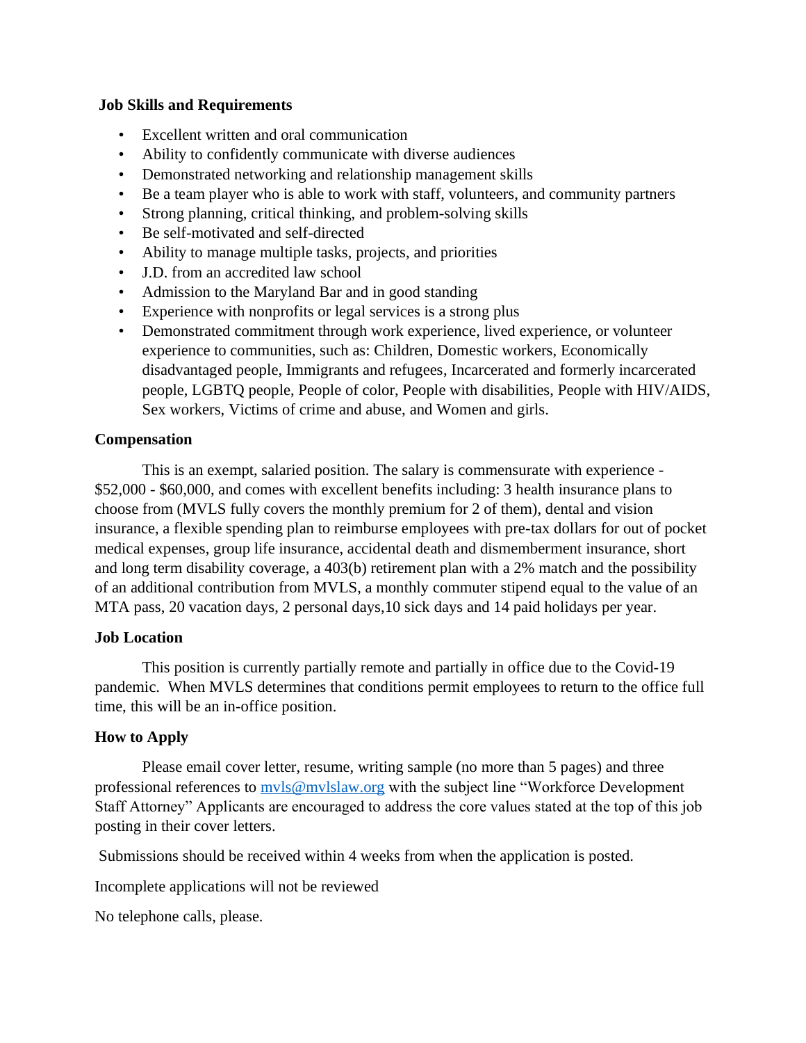**Job Skills and Requirements**

- Excellent written and oral communication
- Ability to confidently communicate with diverse audiences
- Demonstrated networking and relationship management skills
- Be a team player who is able to work with staff, volunteers, and community partners
- Strong planning, critical thinking, and problem-solving skills
- Be self-motivated and self-directed
- Ability to manage multiple tasks, projects, and priorities
- J.D. from an accredited law school
- Admission to the Maryland Bar and in good standing
- Experience with nonprofits or legal services is a strong plus
- Demonstrated commitment through work experience, lived experience, or volunteer experience to communities, such as: Children, Domestic workers, Economically disadvantaged people, Immigrants and refugees, Incarcerated and formerly incarcerated people, LGBTQ people, People of color, People with disabilities, People with HIV/AIDS, Sex workers, Victims of crime and abuse, and Women and girls.

**Compensation**

This is an exempt, salaried position. The salary is commensurate with experience - $52,000 - $60,000, and comes with excellent benefits including: 3 health insurance plans to choose from (MVLS fully covers the monthly premium for 2 of them), dental and vision insurance, a flexible spending plan to reimburse employees with pre-tax dollars for out of pocket medical expenses, group life insurance, accidental death and dismemberment insurance, short and long term disability coverage, a 403(b) retirement plan with a 2% match and the possibility of an additional contribution from MVLS, a monthly commuter stipend equal to the value of an MTA pass, 20 vacation days, 2 personal days,10 sick days and 14 paid holidays per year.

**Job Location**

This position is currently partially remote and partially in office due to the Covid-19 pandemic. When MVLS determines that conditions permit employees to return to the office full time, this will be an in-office position.

**How to Apply**

Please email cover letter, resume, writing sample (no more than 5 pages) and three professional references to [mvls@mvlslaw.org](mailto:mvls@mvlslaw.org) with the subject line "Workforce Development Staff Attorney" Applicants are encouraged to address the core values stated at the top of this job posting in their cover letters.

Submissions should be received within 4 weeks from when the application is posted.

Incomplete applications will not be reviewed

No telephone calls, please.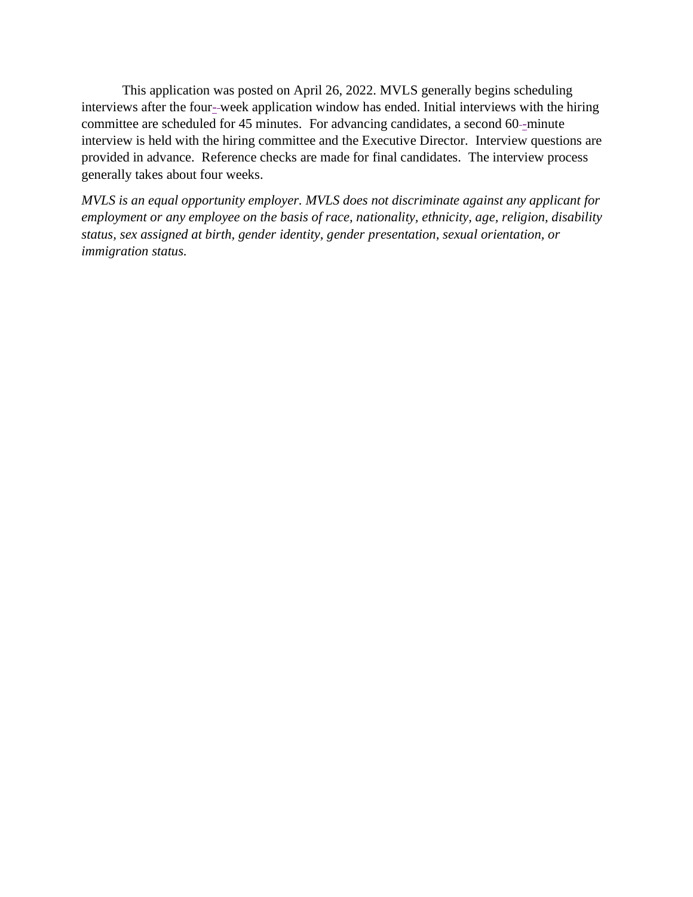This application was posted on April 26, 2022. MVLS generally begins scheduling interviews after the four-week application window has ended. Initial interviews with the hiring committee are scheduled for 45 minutes. For advancing candidates, a second 60-minute interview is held with the hiring committee and the Executive Director. Interview questions are provided in advance. Reference checks are made for final candidates. The interview process generally takes about four weeks.

*MVLS is an equal opportunity employer. MVLS does not discriminate against any applicant for employment or any employee on the basis of race, nationality, ethnicity, age, religion, disability status, sex assigned at birth, gender identity, gender presentation, sexual orientation, or immigration status.*